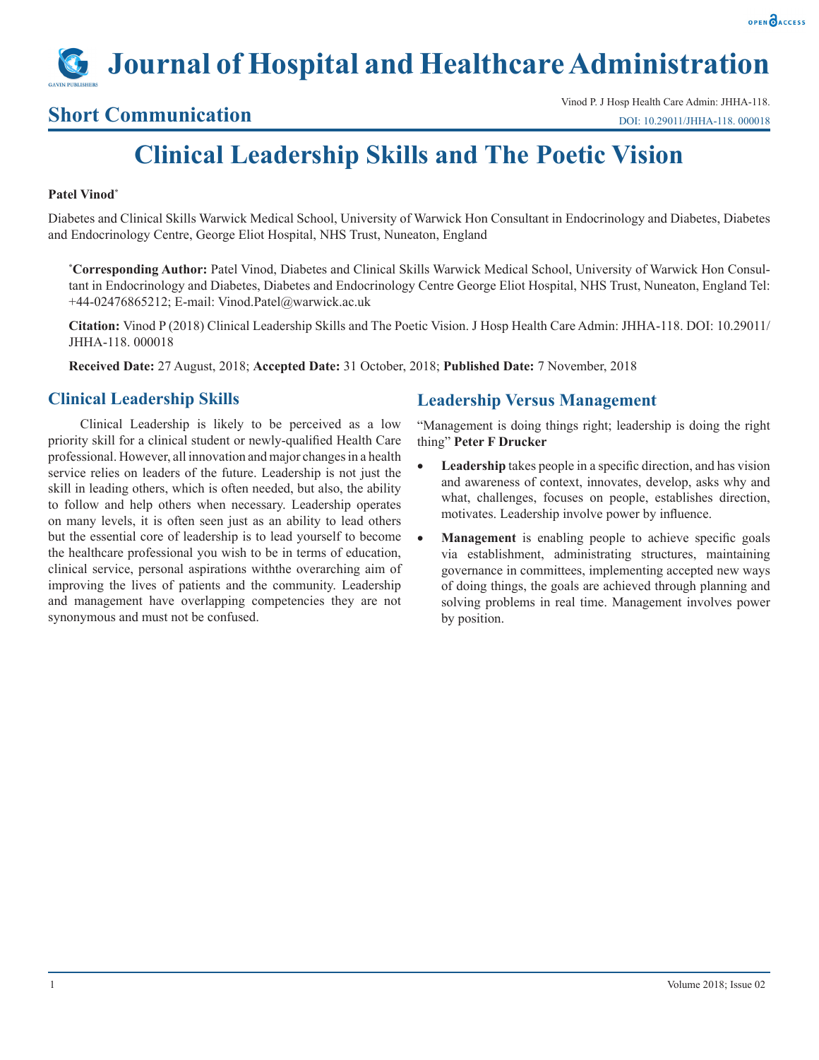# Journal of Hospital and Healthcare Administration

## Short Communication

Vinod P. J Hosp Health Care Admin: JHHA-118.
DOI: 10.29011/JHHA-118. 000018

# Clinical Leadership Skills and The Poetic Vision

**Patel Vinod***

Diabetes and Clinical Skills Warwick Medical School, University of Warwick Hon Consultant in Endocrinology and Diabetes, Diabetes and Endocrinology Centre, George Eliot Hospital, NHS Trust, Nuneaton, England

***Corresponding Author:** Patel Vinod, Diabetes and Clinical Skills Warwick Medical School, University of Warwick Hon Consultant in Endocrinology and Diabetes, Diabetes and Endocrinology Centre George Eliot Hospital, NHS Trust, Nuneaton, England Tel: +44-02476865212; E-mail: Vinod.Patel@warwick.ac.uk

**Citation:** Vinod P (2018) Clinical Leadership Skills and The Poetic Vision. J Hosp Health Care Admin: JHHA-118. DOI: 10.29011/JHHA-118. 000018

**Received Date:** 27 August, 2018; **Accepted Date:** 31 October, 2018; **Published Date:** 7 November, 2018

## Clinical Leadership Skills

Clinical Leadership is likely to be perceived as a low priority skill for a clinical student or newly-qualified Health Care professional. However, all innovation and major changes in a health service relies on leaders of the future. Leadership is not just the skill in leading others, which is often needed, but also, the ability to follow and help others when necessary. Leadership operates on many levels, it is often seen just as an ability to lead others but the essential core of leadership is to lead yourself to become the healthcare professional you wish to be in terms of education, clinical service, personal aspirations withthe overarching aim of improving the lives of patients and the community. Leadership and management have overlapping competencies they are not synonymous and must not be confused.

## Leadership Versus Management

"Management is doing things right; leadership is doing the right thing" **Peter F Drucker**

- **Leadership** takes people in a specific direction, and has vision and awareness of context, innovates, develop, asks why and what, challenges, focuses on people, establishes direction, motivates. Leadership involve power by influence.
- **Management** is enabling people to achieve specific goals via establishment, administrating structures, maintaining governance in committees, implementing accepted new ways of doing things, the goals are achieved through planning and solving problems in real time. Management involves power by position.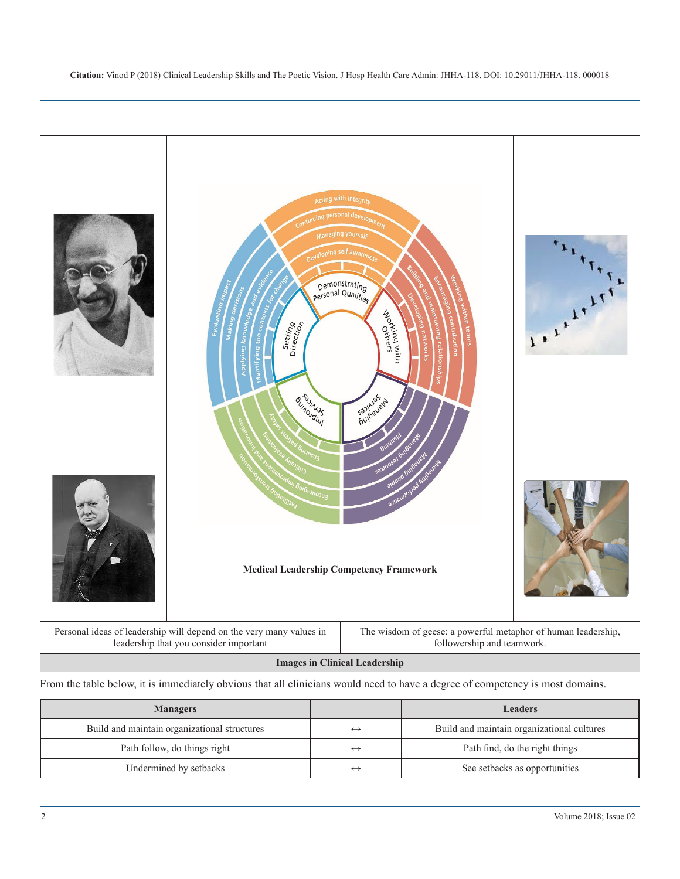| | | |
|---|---|---|
| | **Medical Leadership Competency Framework** | |
| Personal ideas of leadership will depend on the very many values in leadership that you consider important | | The wisdom of geese: a powerful metaphor of human leadership, followership and teamwork. |

**Images in Clinical Leadership**

From the table below, it is immediately obvious that all clinicians would need to have a degree of competency is most domains.

| Managers | | Leaders |
|---|---|---|
| Build and maintain organizational structures | ↔ | Build and maintain organizational cultures |
| Path follow, do things right | ↔ | Path find, do the right things |
| Undermined by setbacks | ↔ | See setbacks as opportunities |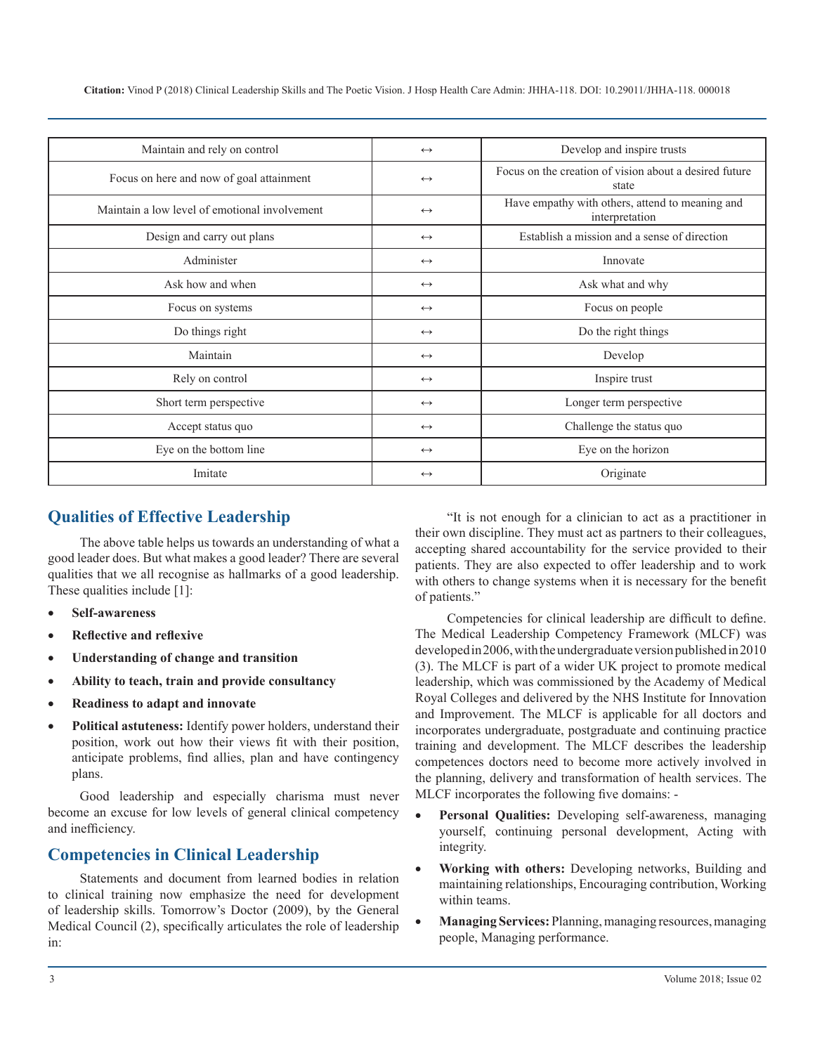| Maintain and rely on control | ↔ | Develop and inspire trusts |
|---|---|---|
| Focus on here and now of goal attainment | ↔ | Focus on the creation of vision about a desired future state |
| Maintain a low level of emotional involvement | ↔ | Have empathy with others, attend to meaning and interpretation |
| Design and carry out plans | ↔ | Establish a mission and a sense of direction |
| Administer | ↔ | Innovate |
| Ask how and when | ↔ | Ask what and why |
| Focus on systems | ↔ | Focus on people |
| Do things right | ↔ | Do the right things |
| Maintain | ↔ | Develop |
| Rely on control | ↔ | Inspire trust |
| Short term perspective | ↔ | Longer term perspective |
| Accept status quo | ↔ | Challenge the status quo |
| Eye on the bottom line | ↔ | Eye on the horizon |
| Imitate | ↔ | Originate |

## Qualities of Effective Leadership

The above table helps us towards an understanding of what a good leader does. But what makes a good leader? There are several qualities that we all recognise as hallmarks of a good leadership. These qualities include [1]:

- **Self-awareness**
- **Reflective and reflexive**
- **Understanding of change and transition**
- **Ability to teach, train and provide consultancy**
- **Readiness to adapt and innovate**
- **Political astuteness:** Identify power holders, understand their position, work out how their views fit with their position, anticipate problems, find allies, plan and have contingency plans.

Good leadership and especially charisma must never become an excuse for low levels of general clinical competency and inefficiency.

## Competencies in Clinical Leadership

Statements and document from learned bodies in relation to clinical training now emphasize the need for development of leadership skills. Tomorrow's Doctor (2009), by the General Medical Council (2), specifically articulates the role of leadership in:

"It is not enough for a clinician to act as a practitioner in their own discipline. They must act as partners to their colleagues, accepting shared accountability for the service provided to their patients. They are also expected to offer leadership and to work with others to change systems when it is necessary for the benefit of patients."

Competencies for clinical leadership are difficult to define. The Medical Leadership Competency Framework (MLCF) was developed in 2006, with the undergraduate version published in 2010 (3). The MLCF is part of a wider UK project to promote medical leadership, which was commissioned by the Academy of Medical Royal Colleges and delivered by the NHS Institute for Innovation and Improvement. The MLCF is applicable for all doctors and incorporates undergraduate, postgraduate and continuing practice training and development. The MLCF describes the leadership competences doctors need to become more actively involved in the planning, delivery and transformation of health services. The MLCF incorporates the following five domains: -

- **Personal Qualities:** Developing self-awareness, managing yourself, continuing personal development, Acting with integrity.
- **Working with others:** Developing networks, Building and maintaining relationships, Encouraging contribution, Working within teams.
- **Managing Services:** Planning, managing resources, managing people, Managing performance.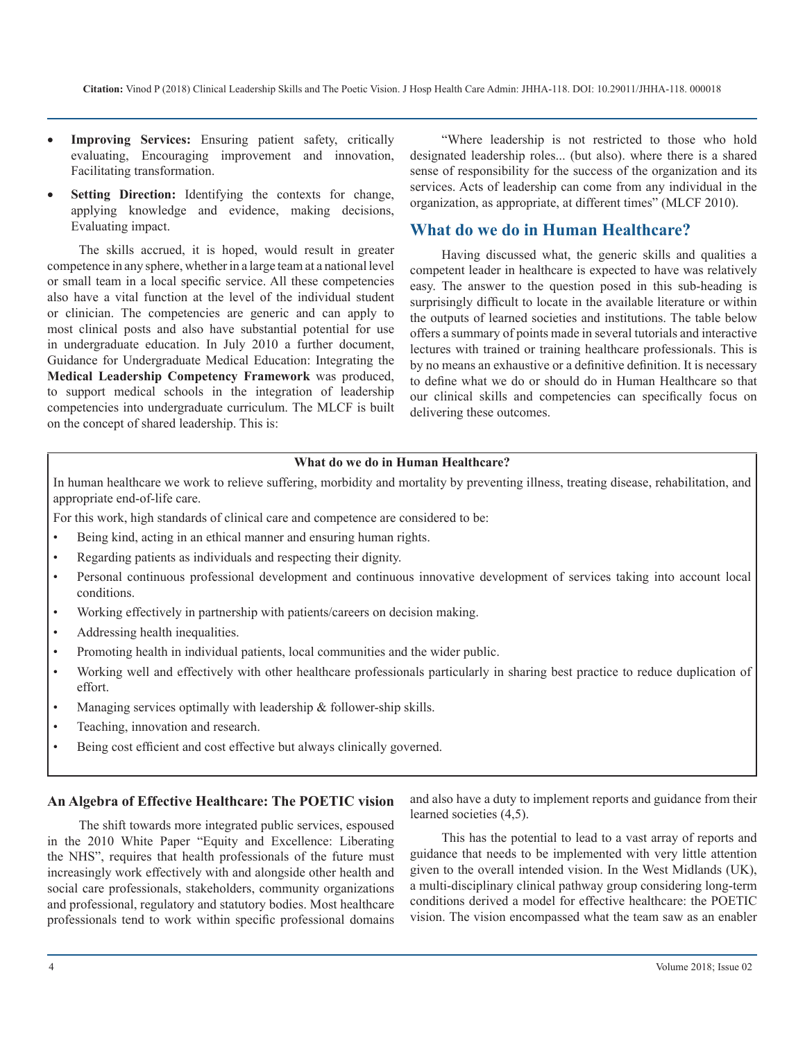- **Improving Services:** Ensuring patient safety, critically evaluating, Encouraging improvement and innovation, Facilitating transformation.
- **Setting Direction:** Identifying the contexts for change, applying knowledge and evidence, making decisions, Evaluating impact.

The skills accrued, it is hoped, would result in greater competence in any sphere, whether in a large team at a national level or small team in a local specific service. All these competencies also have a vital function at the level of the individual student or clinician. The competencies are generic and can apply to most clinical posts and also have substantial potential for use in undergraduate education. In July 2010 a further document, Guidance for Undergraduate Medical Education: Integrating the **Medical Leadership Competency Framework** was produced, to support medical schools in the integration of leadership competencies into undergraduate curriculum. The MLCF is built on the concept of shared leadership. This is:

"Where leadership is not restricted to those who hold designated leadership roles... (but also). where there is a shared sense of responsibility for the success of the organization and its services. Acts of leadership can come from any individual in the organization, as appropriate, at different times" (MLCF 2010).

## What do we do in Human Healthcare?

Having discussed what, the generic skills and qualities a competent leader in healthcare is expected to have was relatively easy. The answer to the question posed in this sub-heading is surprisingly difficult to locate in the available literature or within the outputs of learned societies and institutions. The table below offers a summary of points made in several tutorials and interactive lectures with trained or training healthcare professionals. This is by no means an exhaustive or a definitive definition. It is necessary to define what we do or should do in Human Healthcare so that our clinical skills and competencies can specifically focus on delivering these outcomes.

**What do we do in Human Healthcare?**

In human healthcare we work to relieve suffering, morbidity and mortality by preventing illness, treating disease, rehabilitation, and appropriate end-of-life care.

For this work, high standards of clinical care and competence are considered to be:

- Being kind, acting in an ethical manner and ensuring human rights.
- Regarding patients as individuals and respecting their dignity.
- Personal continuous professional development and continuous innovative development of services taking into account local conditions.
- Working effectively in partnership with patients/careers on decision making.
- Addressing health inequalities.
- Promoting health in individual patients, local communities and the wider public.
- Working well and effectively with other healthcare professionals particularly in sharing best practice to reduce duplication of effort.
- Managing services optimally with leadership & follower-ship skills.
- Teaching, innovation and research.
- Being cost efficient and cost effective but always clinically governed.

### An Algebra of Effective Healthcare: The POETIC vision

The shift towards more integrated public services, espoused in the 2010 White Paper "Equity and Excellence: Liberating the NHS", requires that health professionals of the future must increasingly work effectively with and alongside other health and social care professionals, stakeholders, community organizations and professional, regulatory and statutory bodies. Most healthcare professionals tend to work within specific professional domains and also have a duty to implement reports and guidance from their learned societies (4,5).

This has the potential to lead to a vast array of reports and guidance that needs to be implemented with very little attention given to the overall intended vision. In the West Midlands (UK), a multi-disciplinary clinical pathway group considering long-term conditions derived a model for effective healthcare: the POETIC vision. The vision encompassed what the team saw as an enabler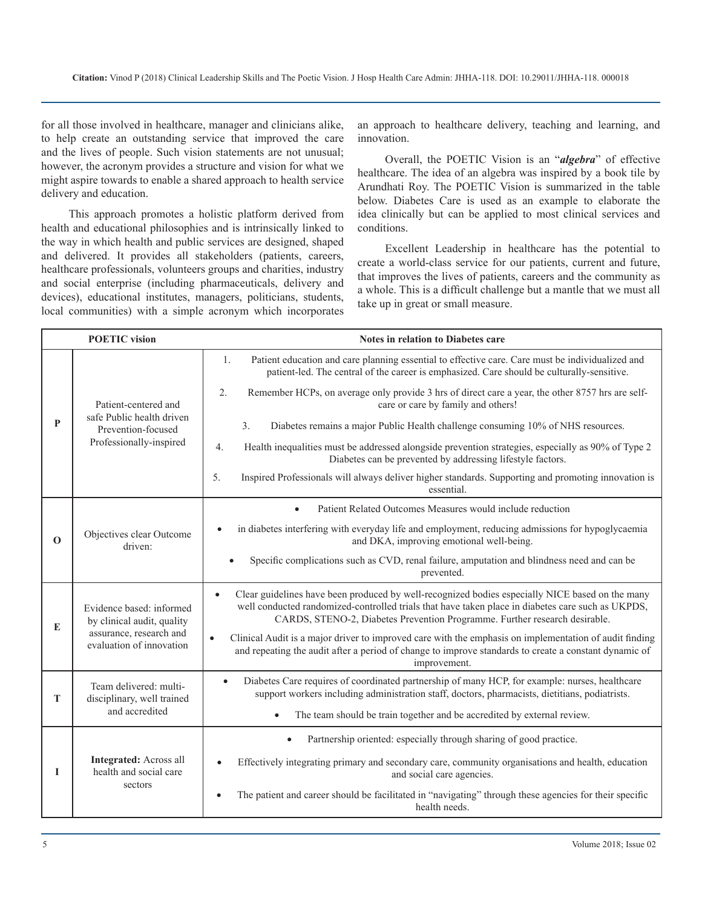for all those involved in healthcare, manager and clinicians alike, to help create an outstanding service that improved the care and the lives of people. Such vision statements are not unusual; however, the acronym provides a structure and vision for what we might aspire towards to enable a shared approach to health service delivery and education.

This approach promotes a holistic platform derived from health and educational philosophies and is intrinsically linked to the way in which health and public services are designed, shaped and delivered. It provides all stakeholders (patients, careers, healthcare professionals, volunteers groups and charities, industry and social enterprise (including pharmaceuticals, delivery and devices), educational institutes, managers, politicians, students, local communities) with a simple acronym which incorporates an approach to healthcare delivery, teaching and learning, and innovation.

Overall, the POETIC Vision is an "***algebra***" of effective healthcare. The idea of an algebra was inspired by a book tile by Arundhati Roy. The POETIC Vision is summarized in the table below. Diabetes Care is used as an example to elaborate the idea clinically but can be applied to most clinical services and conditions.

Excellent Leadership in healthcare has the potential to create a world-class service for our patients, current and future, that improves the lives of patients, careers and the community as a whole. This is a difficult challenge but a mantle that we must all take up in great or small measure.

| POETIC vision | | Notes in relation to Diabetes care |
|---|---|---|
| **P** | Patient-centered and safe Public health driven Prevention-focused Professionally-inspired | 1. Patient education and care planning essential to effective care. Care must be individualized and patient-led. The central of the career is emphasized. Care should be culturally-sensitive.<br>2. Remember HCPs, on average only provide 3 hrs of direct care a year, the other 8757 hrs are self-care or care by family and others!<br>3. Diabetes remains a major Public Health challenge consuming 10% of NHS resources.<br>4. Health inequalities must be addressed alongside prevention strategies, especially as 90% of Type 2 Diabetes can be prevented by addressing lifestyle factors.<br>5. Inspired Professionals will always deliver higher standards. Supporting and promoting innovation is essential. |
| **O** | Objectives clear Outcome driven: | • Patient Related Outcomes Measures would include reduction<br>• in diabetes interfering with everyday life and employment, reducing admissions for hypoglycaemia and DKA, improving emotional well-being.<br>• Specific complications such as CVD, renal failure, amputation and blindness need and can be prevented. |
| **E** | Evidence based: informed by clinical audit, quality assurance, research and evaluation of innovation | • Clear guidelines have been produced by well-recognized bodies especially NICE based on the many well conducted randomized-controlled trials that have taken place in diabetes care such as UKPDS, CARDS, STENO-2, Diabetes Prevention Programme. Further research desirable.<br>• Clinical Audit is a major driver to improved care with the emphasis on implementation of audit finding and repeating the audit after a period of change to improve standards to create a constant dynamic of improvement. |
| **T** | Team delivered: multi-disciplinary, well trained and accredited | • Diabetes Care requires of coordinated partnership of many HCP, for example: nurses, healthcare support workers including administration staff, doctors, pharmacists, dietitians, podiatrists.<br>• The team should be train together and be accredited by external review. |
| **I** | **Integrated:** Across all health and social care sectors | • Partnership oriented: especially through sharing of good practice.<br>• Effectively integrating primary and secondary care, community organisations and health, education and social care agencies.<br>• The patient and career should be facilitated in "navigating" through these agencies for their specific health needs. |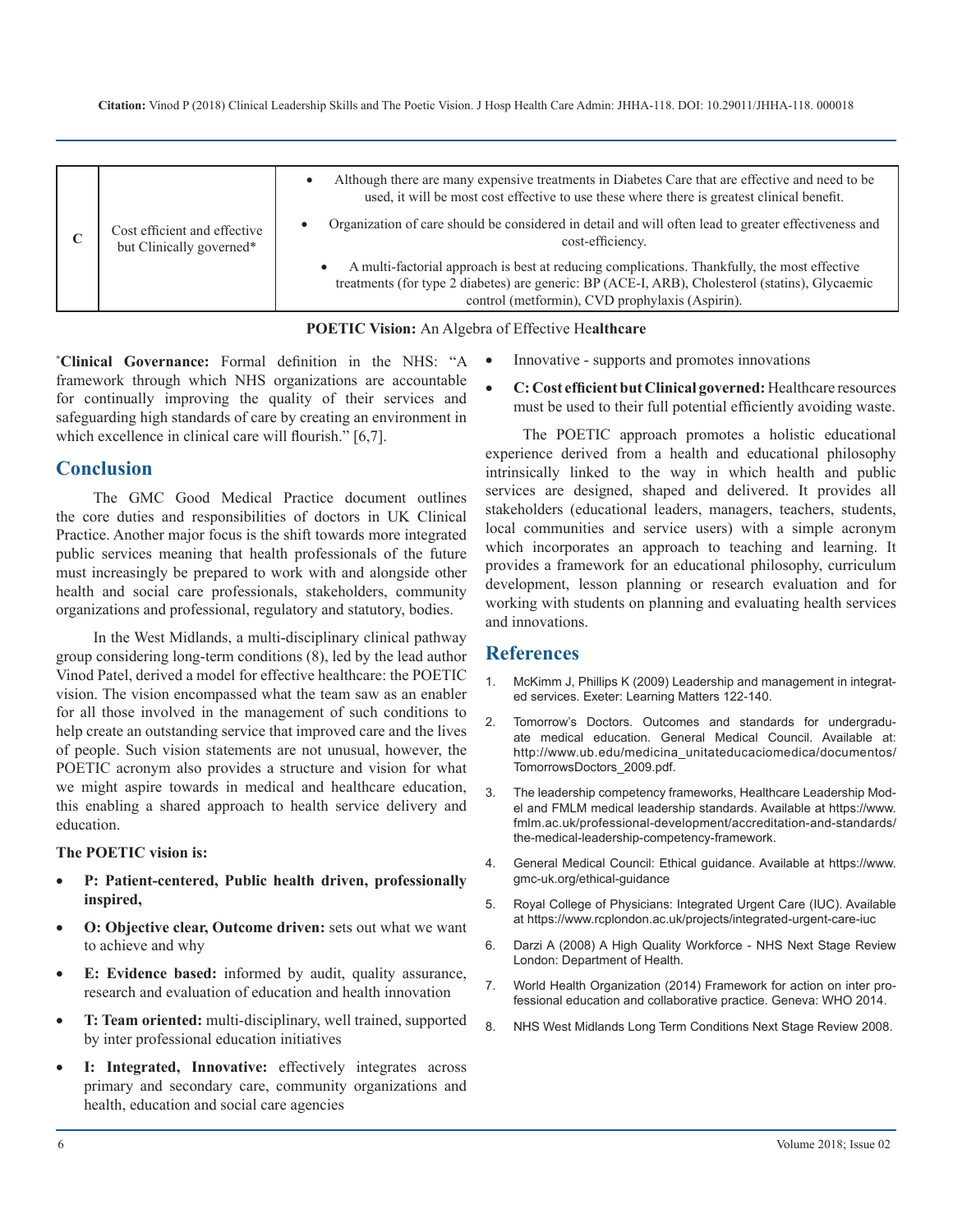| | | |
|---|---|---|
| C | Cost efficient and effective but Clinically governed* | • Although there are many expensive treatments in Diabetes Care that are effective and need to be used, it will be most cost effective to use these where there is greatest clinical benefit.<br>• Organization of care should be considered in detail and will often lead to greater effectiveness and cost-efficiency.<br>• A multi-factorial approach is best at reducing complications. Thankfully, the most effective treatments (for type 2 diabetes) are generic: BP (ACE-I, ARB), Cholesterol (statins), Glycaemic control (metformin), CVD prophylaxis (Aspirin). |

**POETIC Vision:** An Algebra of Effective He**althcare**

***Clinical Governance:** Formal definition in the NHS: "A framework through which NHS organizations are accountable for continually improving the quality of their services and safeguarding high standards of care by creating an environment in which excellence in clinical care will flourish." [6,7].

## Conclusion

The GMC Good Medical Practice document outlines the core duties and responsibilities of doctors in UK Clinical Practice. Another major focus is the shift towards more integrated public services meaning that health professionals of the future must increasingly be prepared to work with and alongside other health and social care professionals, stakeholders, community organizations and professional, regulatory and statutory, bodies.

In the West Midlands, a multi-disciplinary clinical pathway group considering long-term conditions (8), led by the lead author Vinod Patel, derived a model for effective healthcare: the POETIC vision. The vision encompassed what the team saw as an enabler for all those involved in the management of such conditions to help create an outstanding service that improved care and the lives of people. Such vision statements are not unusual, however, the POETIC acronym also provides a structure and vision for what we might aspire towards in medical and healthcare education, this enabling a shared approach to health service delivery and education.

**The POETIC vision is:**

- **P: Patient-centered, Public health driven, professionally inspired,**
- **O: Objective clear, Outcome driven:** sets out what we want to achieve and why
- **E: Evidence based:** informed by audit, quality assurance, research and evaluation of education and health innovation
- **T: Team oriented:** multi-disciplinary, well trained, supported by inter professional education initiatives
- **I: Integrated, Innovative:** effectively integrates across primary and secondary care, community organizations and health, education and social care agencies
- Innovative - supports and promotes innovations
- **C: Cost efficient but Clinical governed:** Healthcare resources must be used to their full potential efficiently avoiding waste.

The POETIC approach promotes a holistic educational experience derived from a health and educational philosophy intrinsically linked to the way in which health and public services are designed, shaped and delivered. It provides all stakeholders (educational leaders, managers, teachers, students, local communities and service users) with a simple acronym which incorporates an approach to teaching and learning. It provides a framework for an educational philosophy, curriculum development, lesson planning or research evaluation and for working with students on planning and evaluating health services and innovations.

## References

1. McKimm J, Phillips K (2009) Leadership and management in integrated services. Exeter: Learning Matters 122-140.
2. Tomorrow's Doctors. Outcomes and standards for undergraduate medical education. General Medical Council. Available at: http://www.ub.edu/medicina_unitateducaciomedica/documentos/TomorrowsDoctors_2009.pdf.
3. The leadership competency frameworks, Healthcare Leadership Model and FMLM medical leadership standards. Available at https://www.fmlm.ac.uk/professional-development/accreditation-and-standards/the-medical-leadership-competency-framework.
4. General Medical Council: Ethical guidance. Available at https://www.gmc-uk.org/ethical-guidance
5. Royal College of Physicians: Integrated Urgent Care (IUC). Available at https://www.rcplondon.ac.uk/projects/integrated-urgent-care-iuc
6. Darzi A (2008) A High Quality Workforce - NHS Next Stage Review London: Department of Health.
7. World Health Organization (2014) Framework for action on inter professional education and collaborative practice. Geneva: WHO 2014.
8. NHS West Midlands Long Term Conditions Next Stage Review 2008.